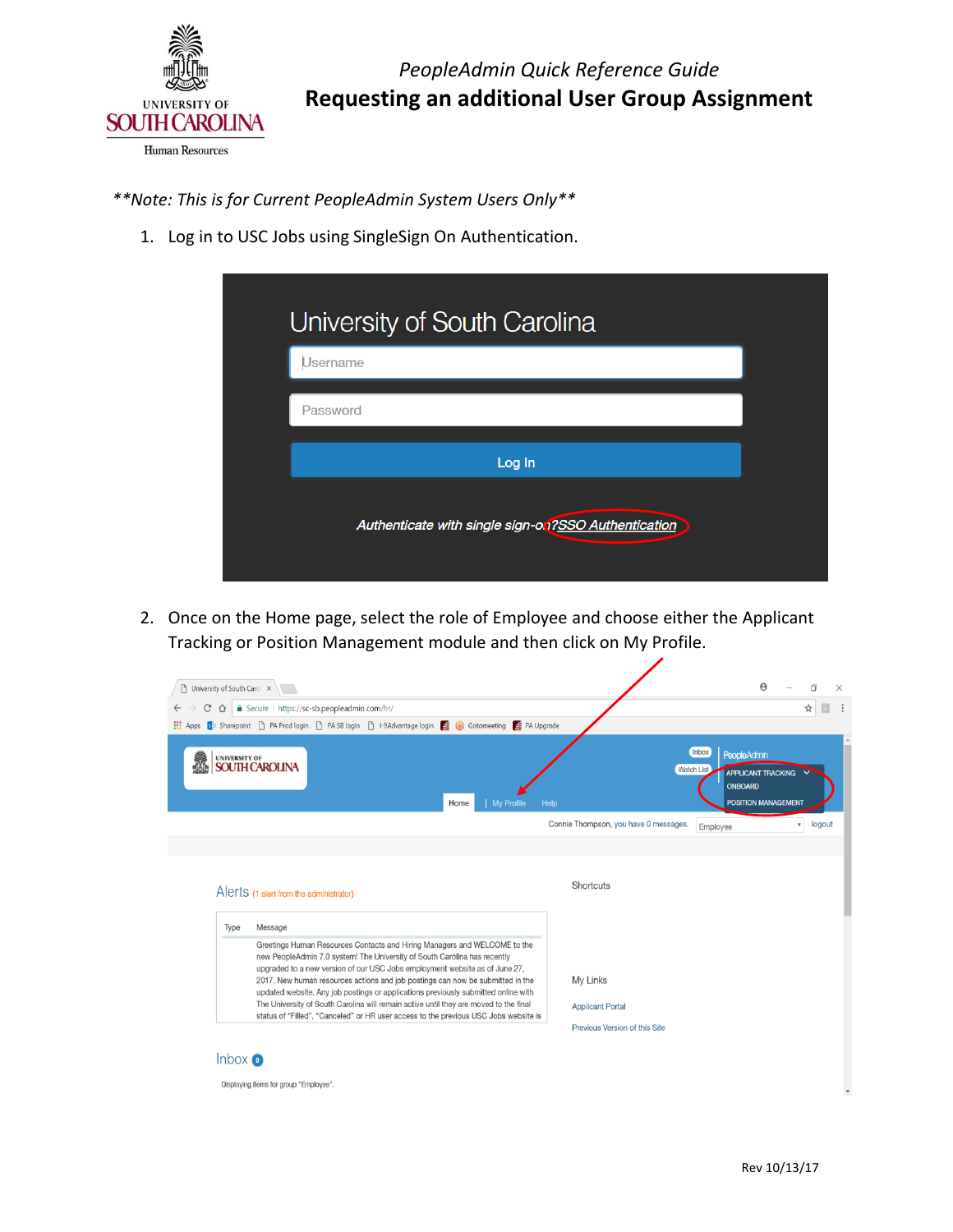*PeopleAdmin Quick Reference Guide*

# Requesting an additional User Group Assignment

***Note: This is for Current PeopleAdmin System Users Only***

1. Log in to USC Jobs using SingleSign On Authentication.

2. Once on the Home page, select the role of Employee and choose either the Applicant Tracking or Position Management module and then click on My Profile.

Rev 10/13/17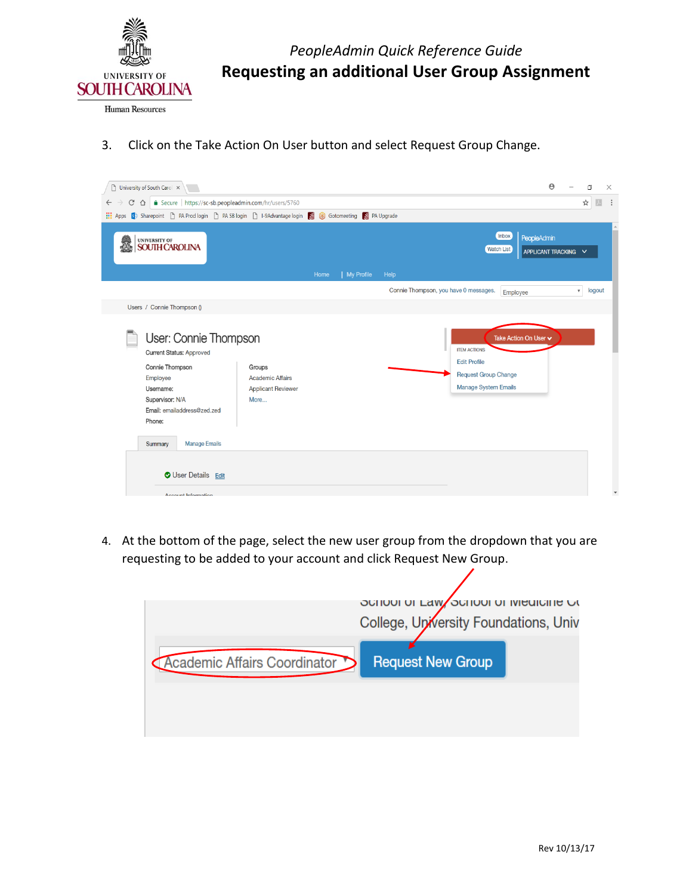3. Click on the Take Action On User button and select Request Group Change.

4. At the bottom of the page, select the new user group from the dropdown that you are requesting to be added to your account and click Request New Group.

Rev 10/13/17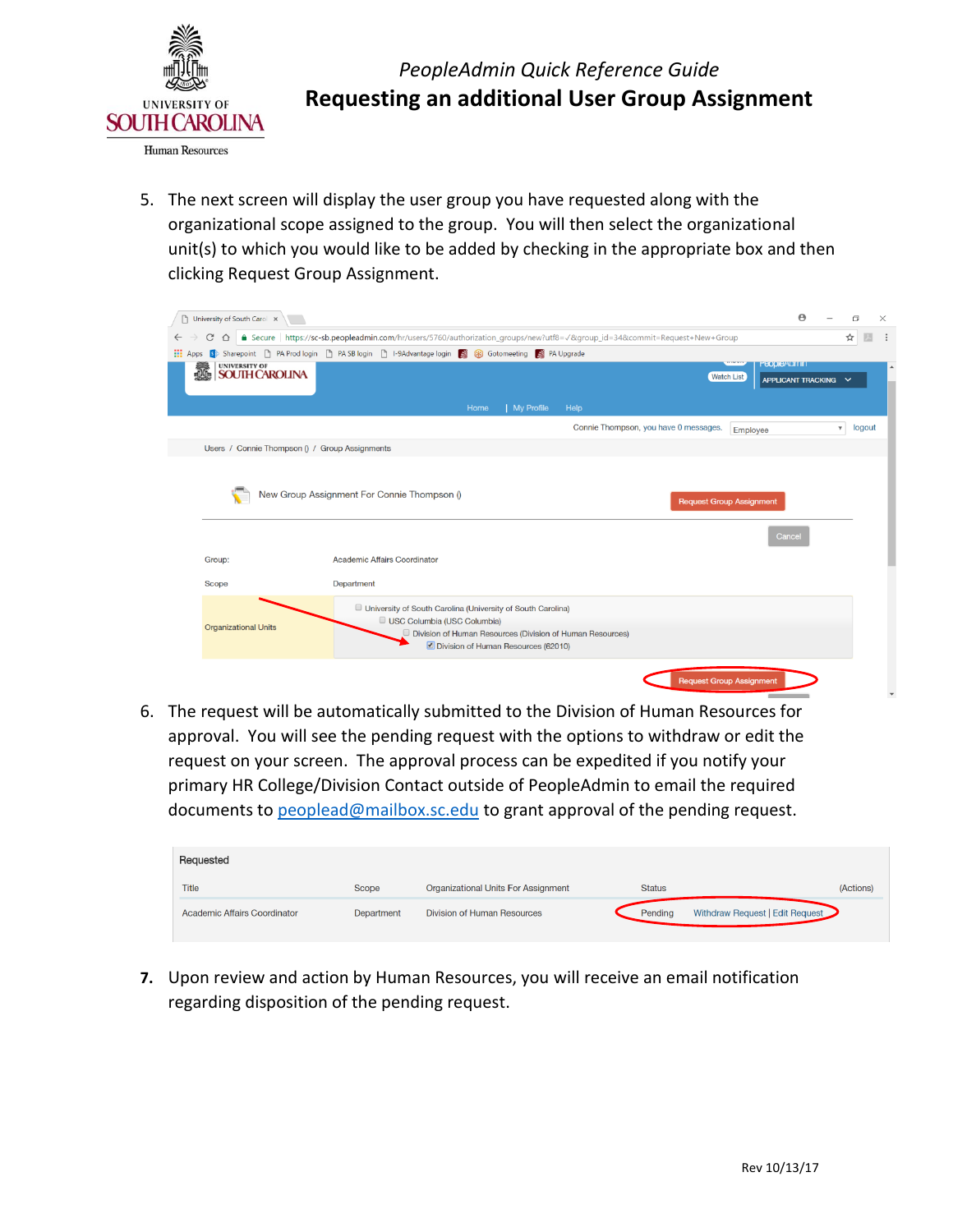*PeopleAdmin Quick Reference Guide*

# Requesting an additional User Group Assignment

5. The next screen will display the user group you have requested along with the organizational scope assigned to the group. You will then select the organizational unit(s) to which you would like to be added by checking in the appropriate box and then clicking Request Group Assignment.

6. The request will be automatically submitted to the Division of Human Resources for approval. You will see the pending request with the options to withdraw or edit the request on your screen. The approval process can be expedited if you notify your primary HR College/Division Contact outside of PeopleAdmin to email the required documents to peoplead@mailbox.sc.edu to grant approval of the pending request.

**Requested**

| Title | Scope | Organizational Units For Assignment | Status | (Actions) |
|---|---|---|---|---|
| Academic Affairs Coordinator | Department | Division of Human Resources | Pending | Withdraw Request \| Edit Request |

7. Upon review and action by Human Resources, you will receive an email notification regarding disposition of the pending request.

Rev 10/13/17